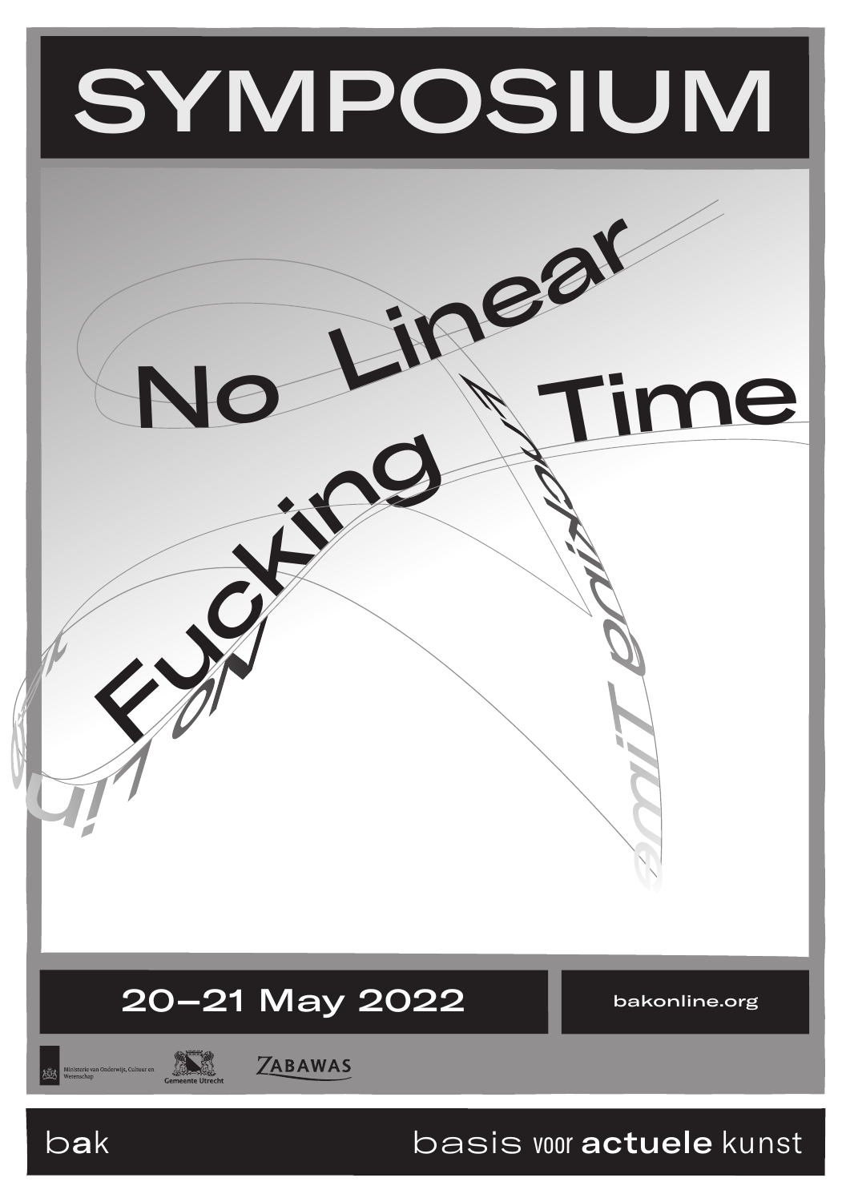# SYMPOSIUM

## No Linear Fucking Time

20–21 May 2022

bakonline.org

Ministerie van Onderwijs, Cultuur en Wetenschap

Gemeente Utrecht

ZABAWAS

bak

basis voor **actuele** kunst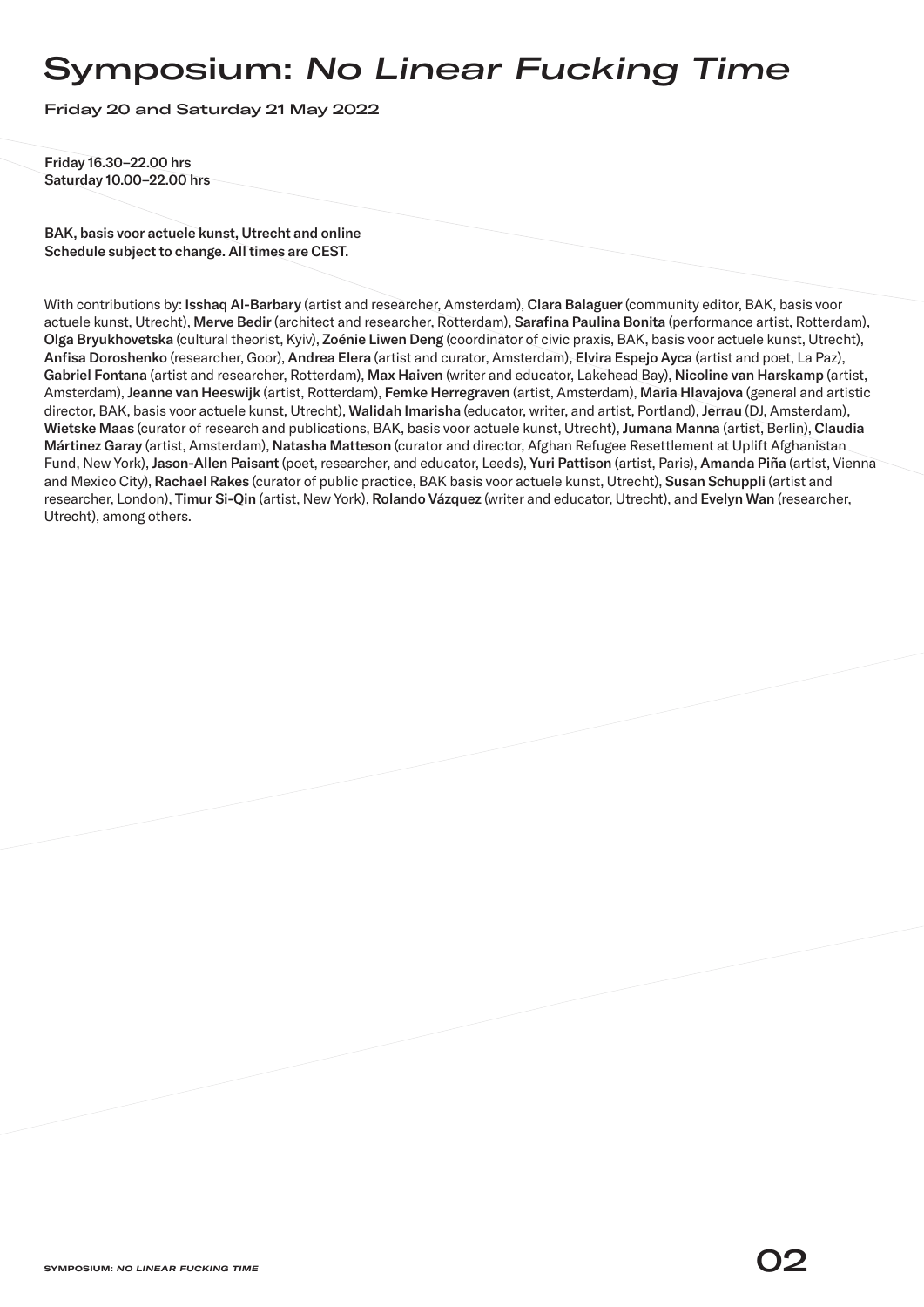# Symposium: *No Linear Fucking Time*

Friday 20 and Saturday 21 May 2022

**Friday 16.30–22.00 hrs**
**Saturday 10.00–22.00 hrs**

**BAK, basis voor actuele kunst, Utrecht and online**
**Schedule subject to change. All times are CEST.**

With contributions by: **Isshaq Al-Barbary** (artist and researcher, Amsterdam), **Clara Balaguer** (community editor, BAK, basis voor actuele kunst, Utrecht), **Merve Bedir** (architect and researcher, Rotterdam), **Sarafina Paulina Bonita** (performance artist, Rotterdam), **Olga Bryukhovetska** (cultural theorist, Kyiv), **Zoénie Liwen Deng** (coordinator of civic praxis, BAK, basis voor actuele kunst, Utrecht), **Anfisa Doroshenko** (researcher, Goor), **Andrea Elera** (artist and curator, Amsterdam), **Elvira Espejo Ayca** (artist and poet, La Paz), **Gabriel Fontana** (artist and researcher, Rotterdam), **Max Haiven** (writer and educator, Lakehead Bay), **Nicoline van Harskamp** (artist, Amsterdam), **Jeanne van Heeswijk** (artist, Rotterdam), **Femke Herregraven** (artist, Amsterdam), **Maria Hlavajova** (general and artistic director, BAK, basis voor actuele kunst, Utrecht), **Walidah Imarisha** (educator, writer, and artist, Portland), **Jerrau** (DJ, Amsterdam), **Wietske Maas** (curator of research and publications, BAK, basis voor actuele kunst, Utrecht), **Jumana Manna** (artist, Berlin), **Claudia Mártinez Garay** (artist, Amsterdam), **Natasha Matteson** (curator and director, Afghan Refugee Resettlement at Uplift Afghanistan Fund, New York), **Jason-Allen Paisant** (poet, researcher, and educator, Leeds), **Yuri Pattison** (artist, Paris), **Amanda Piña** (artist, Vienna and Mexico City), **Rachael Rakes** (curator of public practice, BAK basis voor actuele kunst, Utrecht), **Susan Schuppli** (artist and researcher, London), **Timur Si-Qin** (artist, New York), **Rolando Vázquez** (writer and educator, Utrecht), and **Evelyn Wan** (researcher, Utrecht), among others.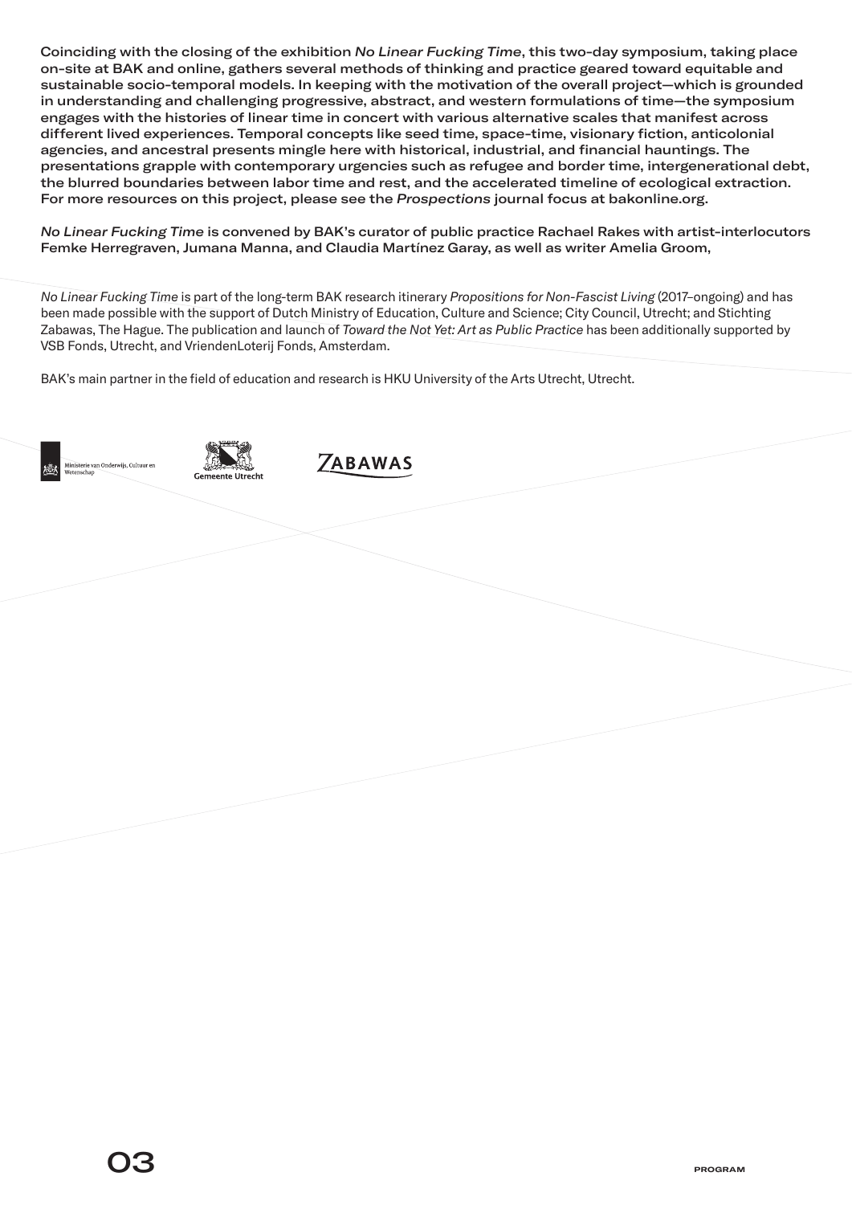Coinciding with the closing of the exhibition *No Linear Fucking Time*, this two-day symposium, taking place on-site at BAK and online, gathers several methods of thinking and practice geared toward equitable and sustainable socio-temporal models. In keeping with the motivation of the overall project—which is grounded in understanding and challenging progressive, abstract, and western formulations of time—the symposium engages with the histories of linear time in concert with various alternative scales that manifest across different lived experiences. Temporal concepts like seed time, space-time, visionary fiction, anticolonial agencies, and ancestral presents mingle here with historical, industrial, and financial hauntings. The presentations grapple with contemporary urgencies such as refugee and border time, intergenerational debt, the blurred boundaries between labor time and rest, and the accelerated timeline of ecological extraction. For more resources on this project, please see the *Prospections* journal focus at bakonline.org.

*No Linear Fucking Time* is convened by BAK's curator of public practice Rachael Rakes with artist-interlocutors Femke Herregraven, Jumana Manna, and Claudia Martínez Garay, as well as writer Amelia Groom,

*No Linear Fucking Time* is part of the long-term BAK research itinerary *Propositions for Non-Fascist Living* (2017–ongoing) and has been made possible with the support of Dutch Ministry of Education, Culture and Science; City Council, Utrecht; and Stichting Zabawas, The Hague. The publication and launch of *Toward the Not Yet: Art as Public Practice* has been additionally supported by VSB Fonds, Utrecht, and VriendenLoterij Fonds, Amsterdam.

BAK's main partner in the field of education and research is HKU University of the Arts Utrecht, Utrecht.

Ministerie van Onderwijs, Cultuur en Wetenschap

Gemeente Utrecht

ZABAWAS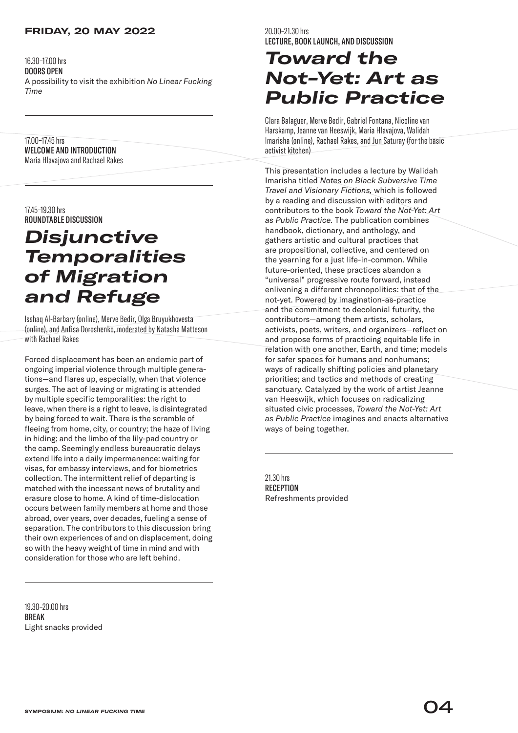## FRIDAY, 20 MAY 2022

16.30–17.00 hrs
DOORS OPEN
A possibility to visit the exhibition *No Linear Fucking Time*

17.00–17.45 hrs
WELCOME AND INTRODUCTION
Maria Hlavajova and Rachael Rakes

17.45–19.30 hrs
ROUNDTABLE DISCUSSION

# *Disjunctive Temporalities of Migration and Refuge*

Isshaq Al-Barbary (online), Merve Bedir, Olga Bruyukhovesta (online), and Anfisa Doroshenko, moderated by Natasha Matteson with Rachael Rakes

Forced displacement has been an endemic part of ongoing imperial violence through multiple generations—and flares up, especially, when that violence surges. The act of leaving or migrating is attended by multiple specific temporalities: the right to leave, when there is a right to leave, is disintegrated by being forced to wait. There is the scramble of fleeing from home, city, or country; the haze of living in hiding; and the limbo of the lily-pad country or the camp. Seemingly endless bureaucratic delays extend life into a daily impermanence: waiting for visas, for embassy interviews, and for biometrics collection. The intermittent relief of departing is matched with the incessant news of brutality and erasure close to home. A kind of time-dislocation occurs between family members at home and those abroad, over years, over decades, fueling a sense of separation. The contributors to this discussion bring their own experiences of and on displacement, doing so with the heavy weight of time in mind and with consideration for those who are left behind.

19.30–20.00 hrs
BREAK
Light snacks provided

20.00–21.30 hrs
LECTURE, BOOK LAUNCH, AND DISCUSSION

# *Toward the Not-Yet: Art as Public Practice*

Clara Balaguer, Merve Bedir, Gabriel Fontana, Nicoline van Harskamp, Jeanne van Heeswijk, Maria Hlavajova, Walidah Imarisha (online), Rachael Rakes, and Jun Saturay (for the basic activist kitchen)

This presentation includes a lecture by Walidah Imarisha titled *Notes on Black Subversive Time Travel and Visionary Fictions,* which is followed by a reading and discussion with editors and contributors to the book *Toward the Not-Yet: Art as Public Practice.* The publication combines handbook, dictionary, and anthology, and gathers artistic and cultural practices that are propositional, collective, and centered on the yearning for a just life-in-common. While future-oriented, these practices abandon a "universal" progressive route forward, instead enlivening a different chronopolitics: that of the not-yet. Powered by imagination-as-practice and the commitment to decolonial futurity, the contributors—among them artists, scholars, activists, poets, writers, and organizers—reflect on and propose forms of practicing equitable life in relation with one another, Earth, and time; models for safer spaces for humans and nonhumans; ways of radically shifting policies and planetary priorities; and tactics and methods of creating sanctuary. Catalyzed by the work of artist Jeanne van Heeswijk, which focuses on radicalizing situated civic processes, *Toward the Not-Yet: Art as Public Practice* imagines and enacts alternative ways of being together.

21.30 hrs
RECEPTION
Refreshments provided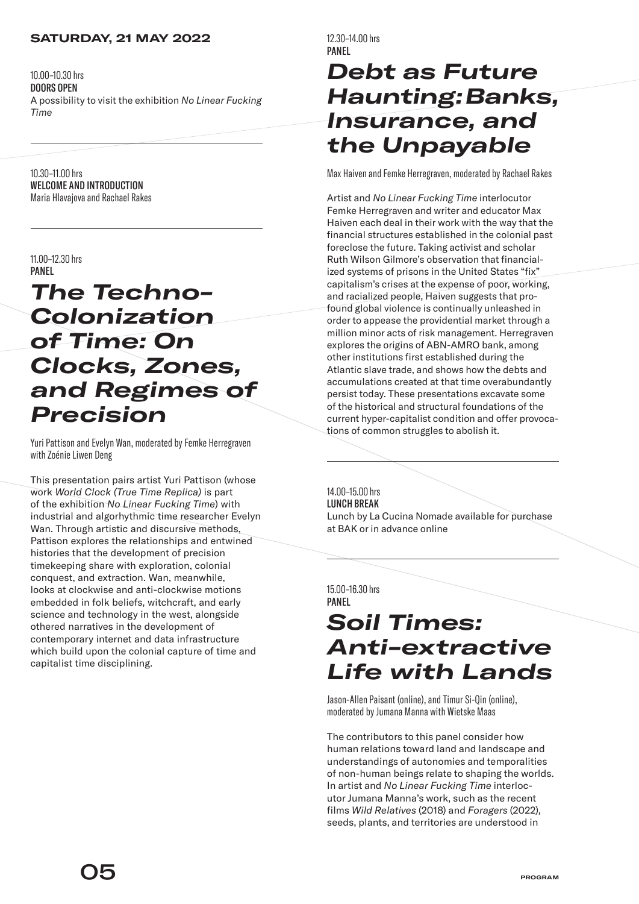## SATURDAY, 21 MAY 2022

10.00–10.30 hrs
**DOORS OPEN**
A possibility to visit the exhibition *No Linear Fucking Time*

10.30–11.00 hrs
**WELCOME AND INTRODUCTION**
Maria Hlavajova and Rachael Rakes

11.00–12.30 hrs
**PANEL**

### *The Techno-Colonization of Time: On Clocks, Zones, and Regimes of Precision*

Yuri Pattison and Evelyn Wan, moderated by Femke Herregraven with Zoénie Liwen Deng

This presentation pairs artist Yuri Pattison (whose work *World Clock (True Time Replica)* is part of the exhibition *No Linear Fucking Time*) with industrial and algorhythmic time researcher Evelyn Wan. Through artistic and discursive methods, Pattison explores the relationships and entwined histories that the development of precision timekeeping share with exploration, colonial conquest, and extraction. Wan, meanwhile, looks at clockwise and anti-clockwise motions embedded in folk beliefs, witchcraft, and early science and technology in the west, alongside othered narratives in the development of contemporary internet and data infrastructure which build upon the colonial capture of time and capitalist time disciplining.

12.30–14.00 hrs
**PANEL**

### *Debt as Future Haunting: Banks, Insurance, and the Unpayable*

Max Haiven and Femke Herregraven, moderated by Rachael Rakes

Artist and *No Linear Fucking Time* interlocutor Femke Herregraven and writer and educator Max Haiven each deal in their work with the way that the financial structures established in the colonial past foreclose the future. Taking activist and scholar Ruth Wilson Gilmore's observation that financialized systems of prisons in the United States "fix" capitalism's crises at the expense of poor, working, and racialized people, Haiven suggests that profound global violence is continually unleashed in order to appease the providential market through a million minor acts of risk management. Herregraven explores the origins of ABN-AMRO bank, among other institutions first established during the Atlantic slave trade, and shows how the debts and accumulations created at that time overabundantly persist today. These presentations excavate some of the historical and structural foundations of the current hyper-capitalist condition and offer provocations of common struggles to abolish it.

14.00–15.00 hrs
**LUNCH BREAK**
Lunch by La Cucina Nomade available for purchase at BAK or in advance online

15.00–16.30 hrs
**PANEL**

### *Soil Times: Anti-extractive Life with Lands*

Jason-Allen Paisant (online), and Timur Si-Qin (online), moderated by Jumana Manna with Wietske Maas

The contributors to this panel consider how human relations toward land and landscape and understandings of autonomies and temporalities of non-human beings relate to shaping the worlds. In artist and *No Linear Fucking Time* interlocutor Jumana Manna's work, such as the recent films *Wild Relatives* (2018) and *Foragers* (2022), seeds, plants, and territories are understood in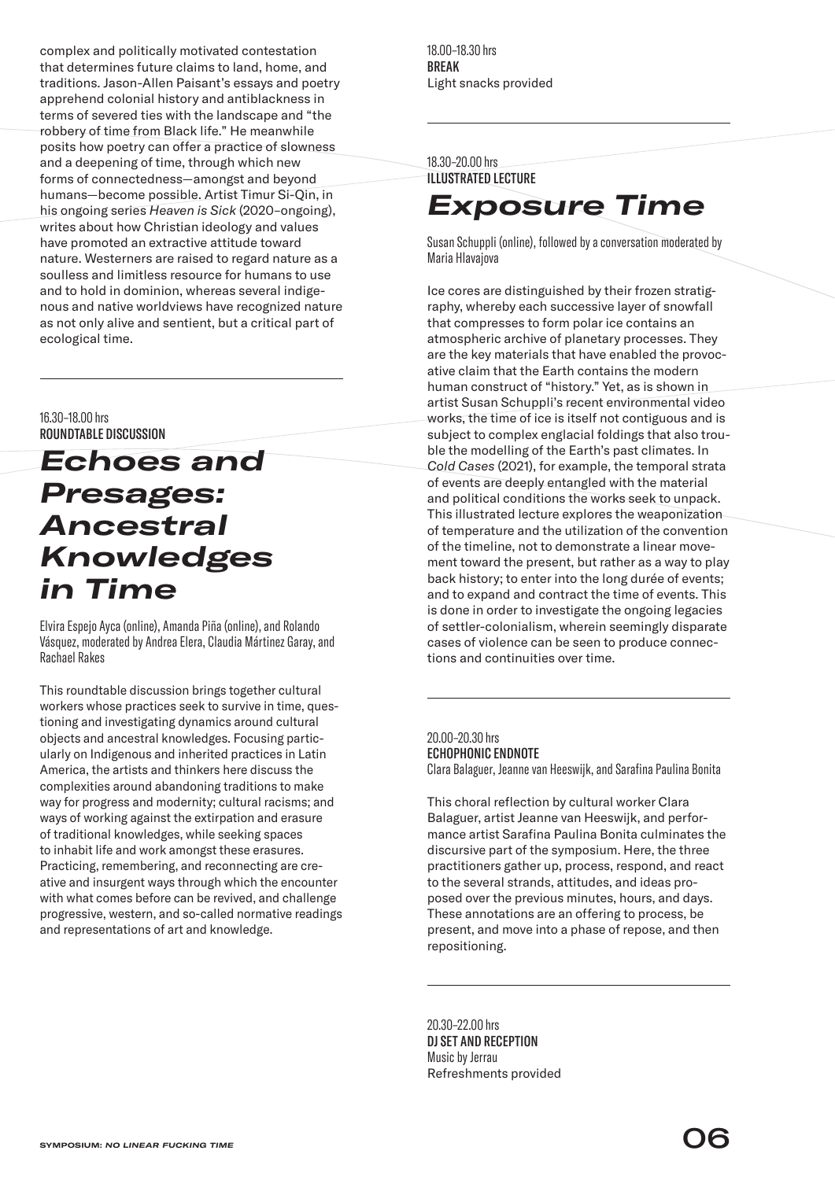complex and politically motivated contestation that determines future claims to land, home, and traditions. Jason-Allen Paisant's essays and poetry apprehend colonial history and antiblackness in terms of severed ties with the landscape and "the robbery of time from Black life." He meanwhile posits how poetry can offer a practice of slowness and a deepening of time, through which new forms of connectedness—amongst and beyond humans—become possible. Artist Timur Si-Qin, in his ongoing series *Heaven is Sick* (2020–ongoing), writes about how Christian ideology and values have promoted an extractive attitude toward nature. Westerners are raised to regard nature as a soulless and limitless resource for humans to use and to hold in dominion, whereas several indigenous and native worldviews have recognized nature as not only alive and sentient, but a critical part of ecological time.

---

16.30–18.00 hrs
ROUNDTABLE DISCUSSION

## *Echoes and Presages: Ancestral Knowledges in Time*

Elvira Espejo Ayca (online), Amanda Piña (online), and Rolando Vásquez, moderated by Andrea Elera, Claudia Mártinez Garay, and Rachael Rakes

This roundtable discussion brings together cultural workers whose practices seek to survive in time, questioning and investigating dynamics around cultural objects and ancestral knowledges. Focusing particularly on Indigenous and inherited practices in Latin America, the artists and thinkers here discuss the complexities around abandoning traditions to make way for progress and modernity; cultural racisms; and ways of working against the extirpation and erasure of traditional knowledges, while seeking spaces to inhabit life and work amongst these erasures. Practicing, remembering, and reconnecting are creative and insurgent ways through which the encounter with what comes before can be revived, and challenge progressive, western, and so-called normative readings and representations of art and knowledge.

18.00–18.30 hrs
BREAK
Light snacks provided

---

18.30–20.00 hrs
ILLUSTRATED LECTURE

## *Exposure Time*

Susan Schuppli (online), followed by a conversation moderated by Maria Hlavajova

Ice cores are distinguished by their frozen stratigraphy, whereby each successive layer of snowfall that compresses to form polar ice contains an atmospheric archive of planetary processes. They are the key materials that have enabled the provocative claim that the Earth contains the modern human construct of "history." Yet, as is shown in artist Susan Schuppli's recent environmental video works, the time of ice is itself not contiguous and is subject to complex englacial foldings that also trouble the modelling of the Earth's past climates. In *Cold Cases* (2021), for example, the temporal strata of events are deeply entangled with the material and political conditions the works seek to unpack. This illustrated lecture explores the weaponization of temperature and the utilization of the convention of the timeline, not to demonstrate a linear movement toward the present, but rather as a way to play back history; to enter into the long durée of events; and to expand and contract the time of events. This is done in order to investigate the ongoing legacies of settler-colonialism, wherein seemingly disparate cases of violence can be seen to produce connections and continuities over time.

---

20.00–20.30 hrs
ECHOPHONIC ENDNOTE
Clara Balaguer, Jeanne van Heeswijk, and Sarafina Paulina Bonita

This choral reflection by cultural worker Clara Balaguer, artist Jeanne van Heeswijk, and performance artist Sarafina Paulina Bonita culminates the discursive part of the symposium. Here, the three practitioners gather up, process, respond, and react to the several strands, attitudes, and ideas proposed over the previous minutes, hours, and days. These annotations are an offering to process, be present, and move into a phase of repose, and then repositioning.

---

20.30–22.00 hrs
DJ SET AND RECEPTION
Music by Jerrau
Refreshments provided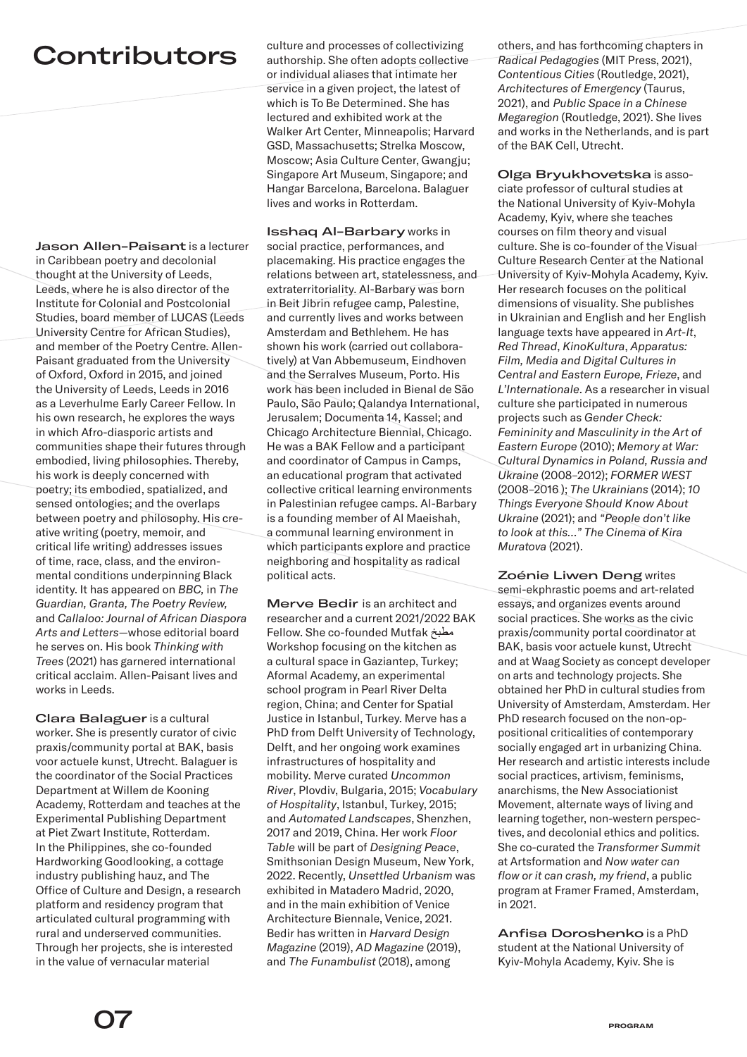# Contributors

**Jason Allen-Paisant** is a lecturer in Caribbean poetry and decolonial thought at the University of Leeds, Leeds, where he is also director of the Institute for Colonial and Postcolonial Studies, board member of LUCAS (Leeds University Centre for African Studies), and member of the Poetry Centre. Allen-Paisant graduated from the University of Oxford, Oxford in 2015, and joined the University of Leeds, Leeds in 2016 as a Leverhulme Early Career Fellow. In his own research, he explores the ways in which Afro-diasporic artists and communities shape their futures through embodied, living philosophies. Thereby, his work is deeply concerned with poetry; its embodied, spatialized, and sensed ontologies; and the overlaps between poetry and philosophy. His creative writing (poetry, memoir, and critical life writing) addresses issues of time, race, class, and the environmental conditions underpinning Black identity. It has appeared on *BBC,* in *The Guardian, Granta, The Poetry Review,* and *Callaloo: Journal of African Diaspora Arts and Letters*—whose editorial board he serves on. His book *Thinking with Trees* (2021) has garnered international critical acclaim. Allen-Paisant lives and works in Leeds.

**Clara Balaguer** is a cultural worker. She is presently curator of civic praxis/community portal at BAK, basis voor actuele kunst, Utrecht. Balaguer is the coordinator of the Social Practices Department at Willem de Kooning Academy, Rotterdam and teaches at the Experimental Publishing Department at Piet Zwart Institute, Rotterdam. In the Philippines, she co-founded Hardworking Goodlooking, a cottage industry publishing hauz, and The Office of Culture and Design, a research platform and residency program that articulated cultural programming with rural and underserved communities. Through her projects, she is interested in the value of vernacular material culture and processes of collectivizing authorship. She often adopts collective or individual aliases that intimate her service in a given project, the latest of which is To Be Determined. She has lectured and exhibited work at the Walker Art Center, Minneapolis; Harvard GSD, Massachusetts; Strelka Moscow, Moscow; Asia Culture Center, Gwangju; Singapore Art Museum, Singapore; and Hangar Barcelona, Barcelona. Balaguer lives and works in Rotterdam.

**Isshaq Al-Barbary** works in social practice, performances, and placemaking. His practice engages the relations between art, statelessness, and extraterritoriality. Al-Barbary was born in Beit Jibrin refugee camp, Palestine, and currently lives and works between Amsterdam and Bethlehem. He has shown his work (carried out collaboratively) at Van Abbemuseum, Eindhoven and the Serralves Museum, Porto. His work has been included in Bienal de São Paulo, São Paulo; Qalandya International, Jerusalem; Documenta 14, Kassel; and Chicago Architecture Biennial, Chicago. He was a BAK Fellow and a participant and coordinator of Campus in Camps, an educational program that activated collective critical learning environments in Palestinian refugee camps. Al-Barbary is a founding member of Al Maeishah, a communal learning environment in which participants explore and practice neighboring and hospitality as radical political acts.

**Merve Bedir** is an architect and researcher and a current 2021/2022 BAK Fellow. She co-founded Mutfak مطبخ Workshop focusing on the kitchen as a cultural space in Gaziantep, Turkey; Aformal Academy, an experimental school program in Pearl River Delta region, China; and Center for Spatial Justice in Istanbul, Turkey. Merve has a PhD from Delft University of Technology, Delft, and her ongoing work examines infrastructures of hospitality and mobility. Merve curated *Uncommon River*, Plovdiv, Bulgaria, 2015; *Vocabulary of Hospitality*, Istanbul, Turkey, 2015; and *Automated Landscapes*, Shenzhen, 2017 and 2019, China. Her work *Floor Table* will be part of *Designing Peace*, Smithsonian Design Museum, New York, 2022. Recently, *Unsettled Urbanism* was exhibited in Matadero Madrid, 2020, and in the main exhibition of Venice Architecture Biennale, Venice, 2021. Bedir has written in *Harvard Design Magazine* (2019), *AD Magazine* (2019), and *The Funambulist* (2018), among others, and has forthcoming chapters in *Radical Pedagogies* (MIT Press, 2021), *Contentious Cities* (Routledge, 2021), *Architectures of Emergency* (Taurus, 2021), and *Public Space in a Chinese Megaregion* (Routledge, 2021). She lives and works in the Netherlands, and is part of the BAK Cell, Utrecht.

**Olga Bryukhovetska** is associate professor of cultural studies at the National University of Kyiv-Mohyla Academy, Kyiv, where she teaches courses on film theory and visual culture. She is co-founder of the Visual Culture Research Center at the National University of Kyiv-Mohyla Academy, Kyiv. Her research focuses on the political dimensions of visuality. She publishes in Ukrainian and English and her English language texts have appeared in *Art-It*, *Red Thread*, *KinoKultura*, *Apparatus: Film, Media and Digital Cultures in Central and Eastern Europe, Frieze*, and *L'Internationale*. As a researcher in visual culture she participated in numerous projects such as *Gender Check: Femininity and Masculinity in the Art of Eastern Europe* (2010); *Memory at War: Cultural Dynamics in Poland, Russia and Ukraine* (2008–2012); *FORMER WEST* (2008–2016 ); *The Ukrainians* (2014); *10 Things Everyone Should Know About Ukraine* (2021); and *"People don't like to look at this…" The Cinema of Kira Muratova* (2021).

**Zoénie Liwen Deng** writes semi-ekphrastic poems and art-related essays, and organizes events around social practices. She works as the civic praxis/community portal coordinator at BAK, basis voor actuele kunst, Utrecht and at Waag Society as concept developer on arts and technology projects. She obtained her PhD in cultural studies from University of Amsterdam, Amsterdam. Her PhD research focused on the non-oppositional criticalities of contemporary socially engaged art in urbanizing China. Her research and artistic interests include social practices, artivism, feminisms, anarchisms, the New Associationist Movement, alternate ways of living and learning together, non-western perspectives, and decolonial ethics and politics. She co-curated the *Transformer Summit* at Artsformation and *Now water can flow or it can crash, my friend*, a public program at Framer Framed, Amsterdam, in 2021.

**Anfisa Doroshenko** is a PhD student at the National University of Kyiv-Mohyla Academy, Kyiv. She is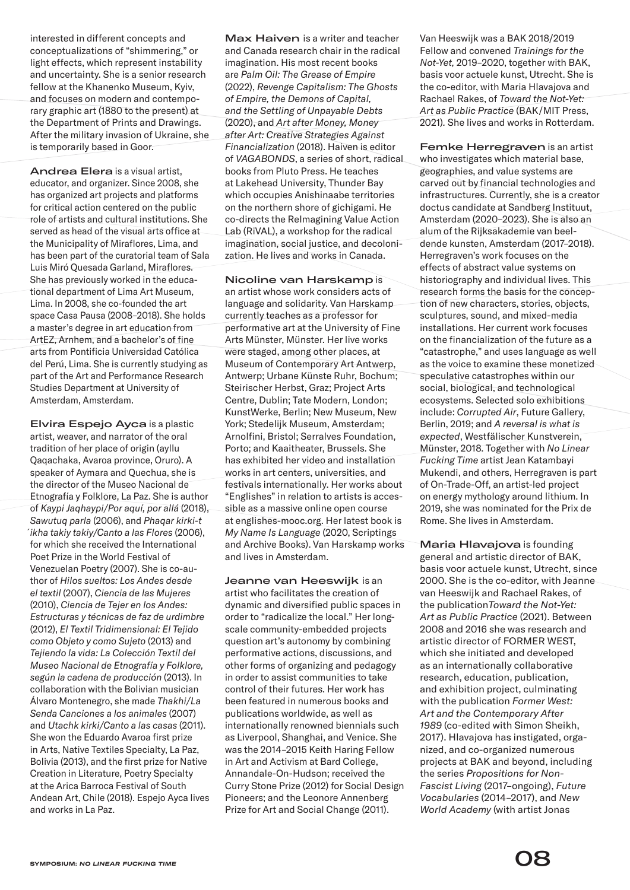interested in different concepts and conceptualizations of "shimmering," or light effects, which represent instability and uncertainty. She is a senior research fellow at the Khanenko Museum, Kyiv, and focuses on modern and contemporary graphic art (1880 to the present) at the Department of Prints and Drawings. After the military invasion of Ukraine, she is temporarily based in Goor.

**Andrea Elera** is a visual artist, educator, and organizer. Since 2008, she has organized art projects and platforms for critical action centered on the public role of artists and cultural institutions. She served as head of the visual arts office at the Municipality of Miraflores, Lima, and has been part of the curatorial team of Sala Luis Miró Quesada Garland, Miraflores. She has previously worked in the educational department of Lima Art Museum, Lima. In 2008, she co-founded the art space Casa Pausa (2008–2018). She holds a master's degree in art education from ArtEZ, Arnhem, and a bachelor's of fine arts from Pontificia Universidad Católica del Perú, Lima. She is currently studying as part of the Art and Performance Research Studies Department at University of Amsterdam, Amsterdam.

**Elvira Espejo Ayca** is a plastic artist, weaver, and narrator of the oral tradition of her place of origin (ayllu Qaqachaka, Avaroa province, Oruro). A speaker of Aymara and Quechua, she is the director of the Museo Nacional de Etnografía y Folklore, La Paz. She is author of *Kaypi Jaqhaypi/Por aquí, por allá* (2018), *Sawutuq parla* (2006), and *Phaqar kirki-t´ikha takiy takiy/Canto a las Flores* (2006), for which she received the International Poet Prize in the World Festival of Venezuelan Poetry (2007). She is co-author of *Hilos sueltos: Los Andes desde el textil* (2007), *Ciencia de las Mujeres* (2010), *Ciencia de Tejer en los Andes: Estructuras y técnicas de faz de urdimbre* (2012), *El Textil Tridimensional: El Tejido como Objeto y como Sujeto* (2013) and *Tejiendo la vida: La Colección Textil del Museo Nacional de Etnografía y Folklore, según la cadena de producción* (2013). In collaboration with the Bolivian musician Álvaro Montenegro, she made *Thakhi/La Senda Canciones a los animales* (2007) and *Utachk kirki/Canto a las casas* (2011). She won the Eduardo Avaroa first prize in Arts, Native Textiles Specialty, La Paz, Bolivia (2013), and the first prize for Native Creation in Literature, Poetry Specialty at the Arica Barroca Festival of South Andean Art, Chile (2018). Espejo Ayca lives and works in La Paz.

**Max Haiven** is a writer and teacher and Canada research chair in the radical imagination. His most recent books are *Palm Oil: The Grease of Empire* (2022), *Revenge Capitalism: The Ghosts of Empire, the Demons of Capital, and the Settling of Unpayable Debts* (2020), and *Art after Money, Money after Art: Creative Strategies Against Financialization* (2018). Haiven is editor of *VAGABONDS*, a series of short, radical books from Pluto Press. He teaches at Lakehead University, Thunder Bay which occupies Anishinaabe territories on the northern shore of gichigami. He co-directs the ReImagining Value Action Lab (RiVAL), a workshop for the radical imagination, social justice, and decolonization. He lives and works in Canada.

**Nicoline van Harskamp** is an artist whose work considers acts of language and solidarity. Van Harskamp currently teaches as a professor for performative art at the University of Fine Arts Münster, Münster. Her live works were staged, among other places, at Museum of Contemporary Art Antwerp, Antwerp; Urbane Künste Ruhr, Bochum; Steirischer Herbst, Graz; Project Arts Centre, Dublin; Tate Modern, London; KunstWerke, Berlin; New Museum, New York; Stedelijk Museum, Amsterdam; Arnolfini, Bristol; Serralves Foundation, Porto; and Kaaitheater, Brussels. She has exhibited her video and installation works in art centers, universities, and festivals internationally. Her works about "Englishes" in relation to artists is accessible as a massive online open course at englishes-mooc.org. Her latest book is *My Name Is Language* (2020, Scriptings and Archive Books). Van Harskamp works and lives in Amsterdam.

**Jeanne van Heeswijk** is an artist who facilitates the creation of dynamic and diversified public spaces in order to "radicalize the local." Her long-scale community-embedded projects question art's autonomy by combining performative actions, discussions, and other forms of organizing and pedagogy in order to assist communities to take control of their futures. Her work has been featured in numerous books and publications worldwide, as well as internationally renowned biennials such as Liverpool, Shanghai, and Venice. She was the 2014–2015 Keith Haring Fellow in Art and Activism at Bard College, Annandale-On-Hudson; received the Curry Stone Prize (2012) for Social Design Pioneers; and the Leonore Annenberg Prize for Art and Social Change (2011). Van Heeswijk was a BAK 2018/2019 Fellow and convened *Trainings for the Not-Yet,* 2019–2020, together with BAK, basis voor actuele kunst, Utrecht. She is the co-editor, with Maria Hlavajova and Rachael Rakes, of *Toward the Not-Yet: Art as Public Practice* (BAK/MIT Press, 2021). She lives and works in Rotterdam.

**Femke Herregraven** is an artist who investigates which material base, geographies, and value systems are carved out by financial technologies and infrastructures. Currently, she is a creator doctus candidate at Sandberg Instituut, Amsterdam (2020–2023). She is also an alum of the Rijksakademie van beeldende kunsten, Amsterdam (2017–2018). Herregraven's work focuses on the effects of abstract value systems on historiography and individual lives. This research forms the basis for the conception of new characters, stories, objects, sculptures, sound, and mixed-media installations. Her current work focuses on the financialization of the future as a "catastrophe," and uses language as well as the voice to examine these monetized speculative catastrophes within our social, biological, and technological ecosystems. Selected solo exhibitions include: *Corrupted Air*, Future Gallery, Berlin, 2019; and *A reversal is what is expected*, Westfälischer Kunstverein, Münster, 2018. Together with *No Linear Fucking Time* artist Jean Katambayi Mukendi, and others, Herregraven is part of On-Trade-Off, an artist-led project on energy mythology around lithium. In 2019, she was nominated for the Prix de Rome. She lives in Amsterdam.

**Maria Hlavajova** is founding general and artistic director of BAK, basis voor actuele kunst, Utrecht, since 2000. She is the co-editor, with Jeanne van Heeswijk and Rachael Rakes, of the publication*Toward the Not-Yet: Art as Public Practice* (2021). Between 2008 and 2016 she was research and artistic director of FORMER WEST, which she initiated and developed as an internationally collaborative research, education, publication, and exhibition project, culminating with the publication *Former West: Art and the Contemporary After 1989* (co-edited with Simon Sheikh, 2017). Hlavajova has instigated, organized, and co-organized numerous projects at BAK and beyond, including the series *Propositions for Non-Fascist Living* (2017–ongoing), *Future Vocabularies* (2014–2017), and *New World Academy* (with artist Jonas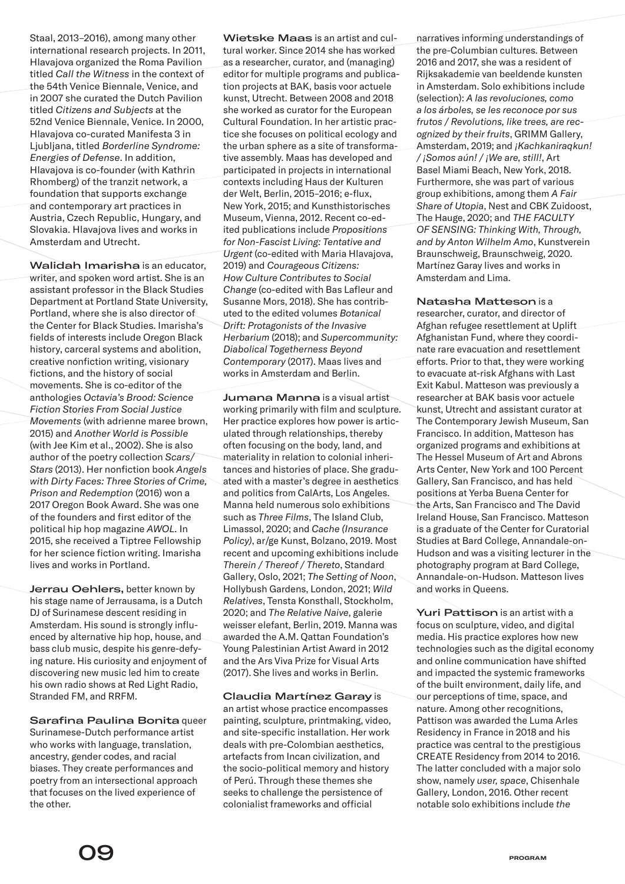Staal, 2013–2016), among many other international research projects. In 2011, Hlavajova organized the Roma Pavilion titled *Call the Witness* in the context of the 54th Venice Biennale, Venice, and in 2007 she curated the Dutch Pavilion titled *Citizens and Subjects* at the 52nd Venice Biennale, Venice. In 2000, Hlavajova co-curated Manifesta 3 in Ljubljana, titled *Borderline Syndrome: Energies of Defense*. In addition, Hlavajova is co-founder (with Kathrin Rhomberg) of the tranzit network, a foundation that supports exchange and contemporary art practices in Austria, Czech Republic, Hungary, and Slovakia. Hlavajova lives and works in Amsterdam and Utrecht.

**Walidah Imarisha** is an educator, writer, and spoken word artist. She is an assistant professor in the Black Studies Department at Portland State University, Portland, where she is also director of the Center for Black Studies. Imarisha's fields of interests include Oregon Black history, carceral systems and abolition, creative nonfiction writing, visionary fictions, and the history of social movements. She is co-editor of the anthologies *Octavia's Brood: Science Fiction Stories From Social Justice Movements* (with adrienne maree brown, 2015) and *Another World is Possible* (with Jee Kim et al., 2002). She is also author of the poetry collection *Scars/Stars* (2013). Her nonfiction book *Angels with Dirty Faces: Three Stories of Crime, Prison and Redemption* (2016) won a 2017 Oregon Book Award. She was one of the founders and first editor of the political hip hop magazine *AWOL.* In 2015, she received a Tiptree Fellowship for her science fiction writing. Imarisha lives and works in Portland.

**Jerrau Oehlers,** better known by his stage name of Jerrausama, is a Dutch DJ of Surinamese descent residing in Amsterdam. His sound is strongly influenced by alternative hip hop, house, and bass club music, despite his genre-defying nature. His curiosity and enjoyment of discovering new music led him to create his own radio shows at Red Light Radio, Stranded FM, and RRFM.

**Sarafina Paulina Bonita** queer Surinamese-Dutch performance artist who works with language, translation, ancestry, gender codes, and racial biases. They create performances and poetry from an intersectional approach that focuses on the lived experience of the other.

**Wietske Maas** is an artist and cultural worker. Since 2014 she has worked as a researcher, curator, and (managing) editor for multiple programs and publication projects at BAK, basis voor actuele kunst, Utrecht. Between 2008 and 2018 she worked as curator for the European Cultural Foundation. In her artistic practice she focuses on political ecology and the urban sphere as a site of transformative assembly. Maas has developed and participated in projects in international contexts including Haus der Kulturen der Welt, Berlin, 2015–2016; e-flux, New York, 2015; and Kunsthistorisches Museum, Vienna, 2012. Recent co-edited publications include *Propositions for Non-Fascist Living: Tentative and Urgent* (co-edited with Maria Hlavajova, 2019) and *Courageous Citizens: How Culture Contributes to Social Change* (co-edited with Bas Lafleur and Susanne Mors, 2018). She has contributed to the edited volumes *Botanical Drift: Protagonists of the Invasive Herbarium* (2018); and *Supercommunity: Diabolical Togetherness Beyond Contemporary* (2017). Maas lives and works in Amsterdam and Berlin.

**Jumana Manna** is a visual artist working primarily with film and sculpture. Her practice explores how power is articulated through relationships, thereby often focusing on the body, land, and materiality in relation to colonial inheritances and histories of place. She graduated with a master's degree in aesthetics and politics from CalArts, Los Angeles. Manna held numerous solo exhibitions such as *Three Films*, The Island Club, Limassol, 2020; and *Cache (Insurance Policy)*, ar/ge Kunst, Bolzano, 2019. Most recent and upcoming exhibitions include *Therein / Thereof / Thereto*, Standard Gallery, Oslo, 2021; *The Setting of Noon*, Hollybush Gardens, London, 2021; *Wild Relatives*, Tensta Konsthall, Stockholm, 2020; and *The Relative Naive*, galerie weisser elefant, Berlin, 2019. Manna was awarded the A.M. Qattan Foundation's Young Palestinian Artist Award in 2012 and the Ars Viva Prize for Visual Arts (2017). She lives and works in Berlin.

**Claudia Martínez Garay** is an artist whose practice encompasses painting, sculpture, printmaking, video, and site-specific installation. Her work deals with pre-Colombian aesthetics, artefacts from Incan civilization, and the socio-political memory and history of Perú. Through these themes she seeks to challenge the persistence of colonialist frameworks and official narratives informing understandings of the pre-Columbian cultures. Between 2016 and 2017, she was a resident of Rijksakademie van beeldende kunsten in Amsterdam. Solo exhibitions include (selection): *A las revoluciones, como a los árboles, se les reconoce por sus frutos / Revolutions, like trees, are recognized by their fruits*, GRIMM Gallery, Amsterdam, 2019; and *¡Kachkaniraqkun! / ¡Somos aún! / ¡We are, still!*, Art Basel Miami Beach, New York, 2018. Furthermore, she was part of various group exhibitions, among them *A Fair Share of Utopia*, Nest and CBK Zuidoost, The Hauge, 2020; and *THE FACULTY OF SENSING: Thinking With, Through, and by Anton Wilhelm Amo*, Kunstverein Braunschweig, Braunschweig, 2020. Martínez Garay lives and works in Amsterdam and Lima.

**Natasha Matteson** is a researcher, curator, and director of Afghan refugee resettlement at Uplift Afghanistan Fund, where they coordinate rare evacuation and resettlement efforts. Prior to that, they were working to evacuate at-risk Afghans with Last Exit Kabul. Matteson was previously a researcher at BAK basis voor actuele kunst, Utrecht and assistant curator at The Contemporary Jewish Museum, San Francisco. In addition, Matteson has organized programs and exhibitions at The Hessel Museum of Art and Abrons Arts Center, New York and 100 Percent Gallery, San Francisco, and has held positions at Yerba Buena Center for the Arts, San Francisco and The David Ireland House, San Francisco. Matteson is a graduate of the Center for Curatorial Studies at Bard College, Annandale-on-Hudson and was a visiting lecturer in the photography program at Bard College, Annandale-on-Hudson. Matteson lives and works in Queens.

**Yuri Pattison** is an artist with a focus on sculpture, video, and digital media. His practice explores how new technologies such as the digital economy and online communication have shifted and impacted the systemic frameworks of the built environment, daily life, and our perceptions of time, space, and nature. Among other recognitions, Pattison was awarded the Luma Arles Residency in France in 2018 and his practice was central to the prestigious CREATE Residency from 2014 to 2016. The latter concluded with a major solo show, namely *user, space*, Chisenhale Gallery, London, 2016. Other recent notable solo exhibitions include *the*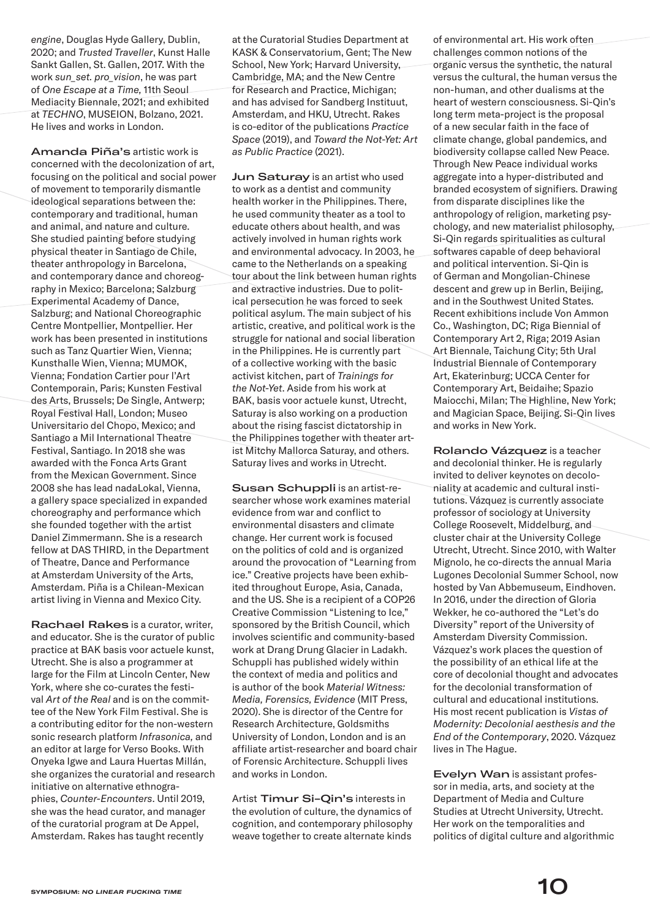*engine*, Douglas Hyde Gallery, Dublin, 2020; and *Trusted Traveller*, Kunst Halle Sankt Gallen, St. Gallen, 2017. With the work *sun_set. pro_vision*, he was part of *One Escape at a Time,* 11th Seoul Mediacity Biennale, 2021; and exhibited at *TECHNO*, MUSEION, Bolzano, 2021. He lives and works in London.

**Amanda Piña's** artistic work is concerned with the decolonization of art, focusing on the political and social power of movement to temporarily dismantle ideological separations between the: contemporary and traditional, human and animal, and nature and culture. She studied painting before studying physical theater in Santiago de Chile, theater anthropology in Barcelona, and contemporary dance and choreography in Mexico; Barcelona; Salzburg Experimental Academy of Dance, Salzburg; and National Choreographic Centre Montpellier, Montpellier. Her work has been presented in institutions such as Tanz Quartier Wien, Vienna; Kunsthalle Wien, Vienna; MUMOK, Vienna; Fondation Cartier pour l'Art Contemporain, Paris; Kunsten Festival des Arts, Brussels; De Single, Antwerp; Royal Festival Hall, London; Museo Universitario del Chopo, Mexico; and Santiago a Mil International Theatre Festival, Santiago. In 2018 she was awarded with the Fonca Arts Grant from the Mexican Government. Since 2008 she has lead nadaLokal, Vienna, a gallery space specialized in expanded choreography and performance which she founded together with the artist Daniel Zimmermann. She is a research fellow at DAS THIRD, in the Department of Theatre, Dance and Performance at Amsterdam University of the Arts, Amsterdam. Piña is a Chilean-Mexican artist living in Vienna and Mexico City.

**Rachael Rakes** is a curator, writer, and educator. She is the curator of public practice at BAK basis voor actuele kunst, Utrecht. She is also a programmer at large for the Film at Lincoln Center, New York, where she co-curates the festival *Art of the Real* and is on the committee of the New York Film Festival. She is a contributing editor for the non-western sonic research platform *Infrasonica,* and an editor at large for Verso Books. With Onyeka Igwe and Laura Huertas Millán, she organizes the curatorial and research initiative on alternative ethnographies, *Counter-Encounters*. Until 2019, she was the head curator, and manager of the curatorial program at De Appel, Amsterdam. Rakes has taught recently at the Curatorial Studies Department at KASK & Conservatorium, Gent; The New School, New York; Harvard University, Cambridge, MA; and the New Centre for Research and Practice, Michigan; and has advised for Sandberg Instituut, Amsterdam, and HKU, Utrecht. Rakes is co-editor of the publications *Practice Space* (2019), and *Toward the Not-Yet: Art as Public Practice* (2021).

**Jun Saturay** is an artist who used to work as a dentist and community health worker in the Philippines. There, he used community theater as a tool to educate others about health, and was actively involved in human rights work and environmental advocacy. In 2003, he came to the Netherlands on a speaking tour about the link between human rights and extractive industries. Due to political persecution he was forced to seek political asylum. The main subject of his artistic, creative, and political work is the struggle for national and social liberation in the Philippines. He is currently part of a collective working with the basic activist kitchen, part of *Trainings for the Not-Yet*. Aside from his work at BAK, basis voor actuele kunst, Utrecht, Saturay is also working on a production about the rising fascist dictatorship in the Philippines together with theater artist Mitchy Mallorca Saturay, and others. Saturay lives and works in Utrecht.

**Susan Schuppli** is an artist-researcher whose work examines material evidence from war and conflict to environmental disasters and climate change. Her current work is focused on the politics of cold and is organized around the provocation of "Learning from ice." Creative projects have been exhibited throughout Europe, Asia, Canada, and the US. She is a recipient of a COP26 Creative Commission "Listening to Ice," sponsored by the British Council, which involves scientific and community-based work at Drang Drung Glacier in Ladakh. Schuppli has published widely within the context of media and politics and is author of the book *Material Witness: Media, Forensics, Evidence* (MIT Press, 2020). She is director of the Centre for Research Architecture, Goldsmiths University of London, London and is an affiliate artist-researcher and board chair of Forensic Architecture. Schuppli lives and works in London.

Artist **Timur Si-Qin's** interests in the evolution of culture, the dynamics of cognition, and contemporary philosophy weave together to create alternate kinds of environmental art. His work often challenges common notions of the organic versus the synthetic, the natural versus the cultural, the human versus the non-human, and other dualisms at the heart of western consciousness. Si-Qin's long term meta-project is the proposal of a new secular faith in the face of climate change, global pandemics, and biodiversity collapse called New Peace. Through New Peace individual works aggregate into a hyper-distributed and branded ecosystem of signifiers. Drawing from disparate disciplines like the anthropology of religion, marketing psychology, and new materialist philosophy, Si-Qin regards spiritualities as cultural softwares capable of deep behavioral and political intervention. Si-Qin is of German and Mongolian-Chinese descent and grew up in Berlin, Beijing, and in the Southwest United States. Recent exhibitions include Von Ammon Co., Washington, DC; Riga Biennial of Contemporary Art 2, Riga; 2019 Asian Art Biennale, Taichung City; 5th Ural Industrial Biennale of Contemporary Art, Ekaterinburg; UCCA Center for Contemporary Art, Beidaihe; Spazio Maiocchi, Milan; The Highline, New York; and Magician Space, Beijing. Si-Qin lives and works in New York.

**Rolando Vázquez** is a teacher and decolonial thinker. He is regularly invited to deliver keynotes on decoloniality at academic and cultural institutions. Vázquez is currently associate professor of sociology at University College Roosevelt, Middelburg, and cluster chair at the University College Utrecht, Utrecht. Since 2010, with Walter Mignolo, he co-directs the annual Maria Lugones Decolonial Summer School, now hosted by Van Abbemuseum, Eindhoven. In 2016, under the direction of Gloria Wekker, he co-authored the "Let's do Diversity" report of the University of Amsterdam Diversity Commission. Vázquez's work places the question of the possibility of an ethical life at the core of decolonial thought and advocates for the decolonial transformation of cultural and educational institutions. His most recent publication is *Vistas of Modernity: Decolonial aesthesis and the End of the Contemporary*, 2020. Vázquez lives in The Hague.

**Evelyn Wan** is assistant professor in media, arts, and society at the Department of Media and Culture Studies at Utrecht University, Utrecht. Her work on the temporalities and politics of digital culture and algorithmic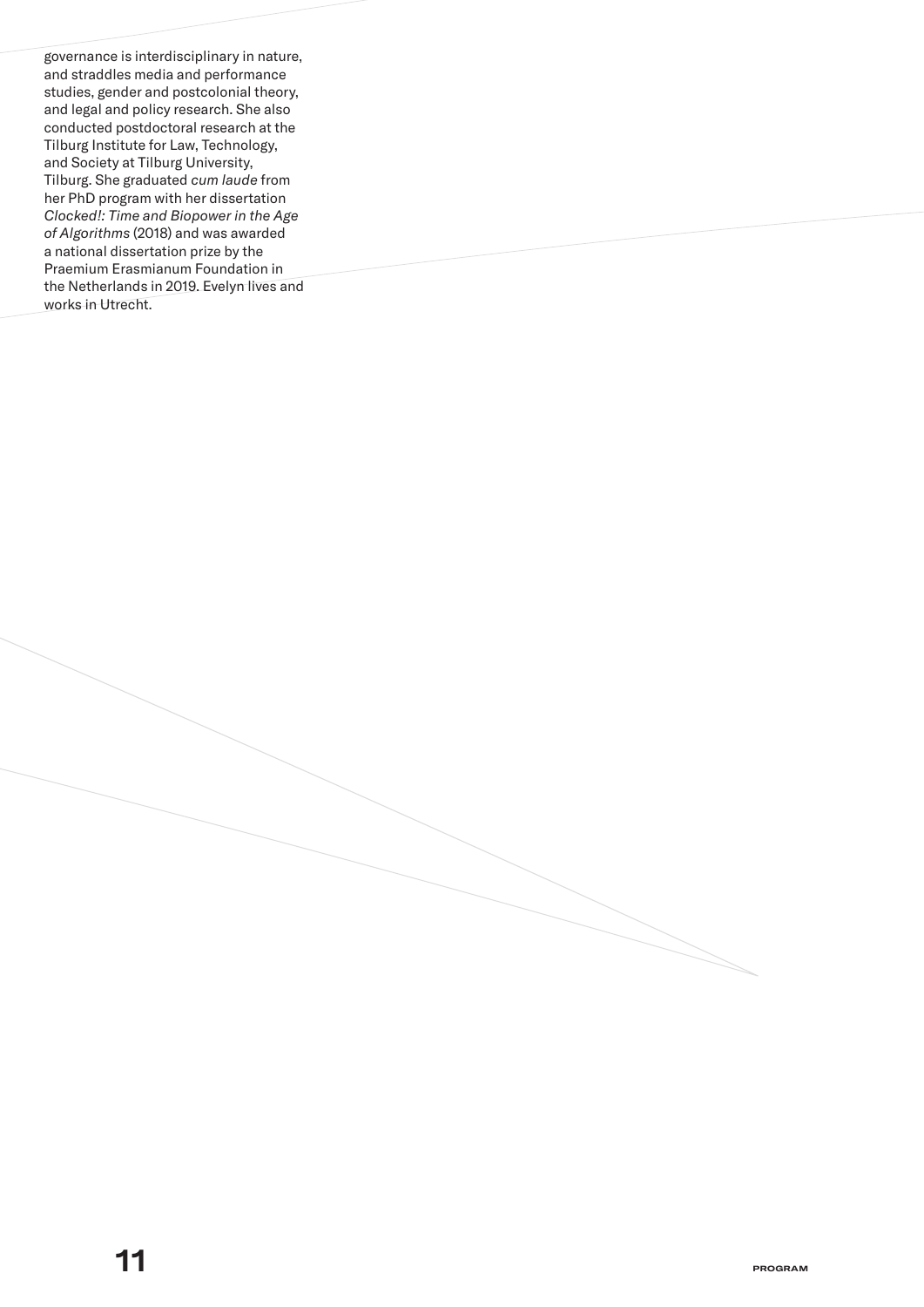governance is interdisciplinary in nature, and straddles media and performance studies, gender and postcolonial theory, and legal and policy research. She also conducted postdoctoral research at the Tilburg Institute for Law, Technology, and Society at Tilburg University, Tilburg. She graduated *cum laude* from her PhD program with her dissertation *Clocked!: Time and Biopower in the Age of Algorithms* (2018) and was awarded a national dissertation prize by the Praemium Erasmianum Foundation in the Netherlands in 2019. Evelyn lives and works in Utrecht.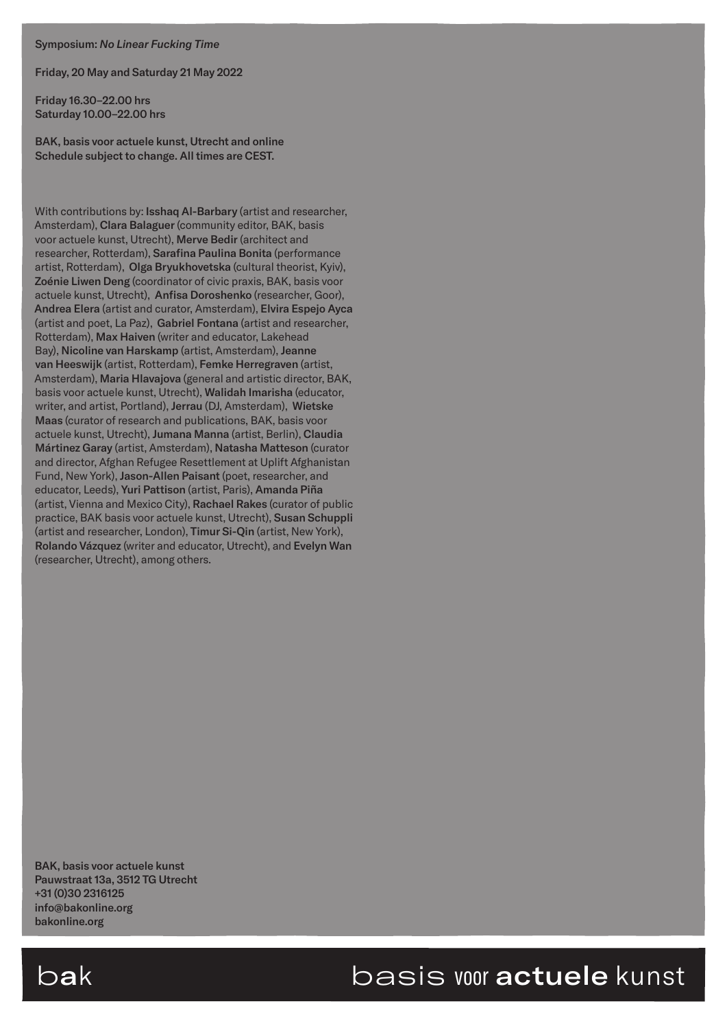**Symposium: *No Linear Fucking Time***

**Friday, 20 May and Saturday 21 May 2022**

**Friday 16.30–22.00 hrs**
**Saturday 10.00–22.00 hrs**

**BAK, basis voor actuele kunst, Utrecht and online**
**Schedule subject to change. All times are CEST.**

With contributions by: **Isshaq Al-Barbary** (artist and researcher, Amsterdam), **Clara Balaguer** (community editor, BAK, basis voor actuele kunst, Utrecht), **Merve Bedir** (architect and researcher, Rotterdam), **Sarafina Paulina Bonita** (performance artist, Rotterdam), **Olga Bryukhovetska** (cultural theorist, Kyiv), **Zoénie Liwen Deng** (coordinator of civic praxis, BAK, basis voor actuele kunst, Utrecht), **Anfisa Doroshenko** (researcher, Goor), **Andrea Elera** (artist and curator, Amsterdam), **Elvira Espejo Ayca** (artist and poet, La Paz), **Gabriel Fontana** (artist and researcher, Rotterdam), **Max Haiven** (writer and educator, Lakehead Bay), **Nicoline van Harskamp** (artist, Amsterdam), **Jeanne van Heeswijk** (artist, Rotterdam), **Femke Herregraven** (artist, Amsterdam), **Maria Hlavajova** (general and artistic director, BAK, basis voor actuele kunst, Utrecht), **Walidah Imarisha** (educator, writer, and artist, Portland), **Jerrau** (DJ, Amsterdam), **Wietske Maas** (curator of research and publications, BAK, basis voor actuele kunst, Utrecht), **Jumana Manna** (artist, Berlin), **Claudia Mártinez Garay** (artist, Amsterdam), **Natasha Matteson** (curator and director, Afghan Refugee Resettlement at Uplift Afghanistan Fund, New York), **Jason-Allen Paisant** (poet, researcher, and educator, Leeds), **Yuri Pattison** (artist, Paris), **Amanda Piña** (artist, Vienna and Mexico City), **Rachael Rakes** (curator of public practice, BAK basis voor actuele kunst, Utrecht), **Susan Schuppli** (artist and researcher, London), **Timur Si-Qin** (artist, New York), **Rolando Vázquez** (writer and educator, Utrecht), and **Evelyn Wan** (researcher, Utrecht), among others.

**BAK, basis voor actuele kunst**
**Pauwstraat 13a, 3512 TG Utrecht**
**+31 (0)30 2316125**
**info@bakonline.org**
**bakonline.org**

bak basis voor **actuele** kunst